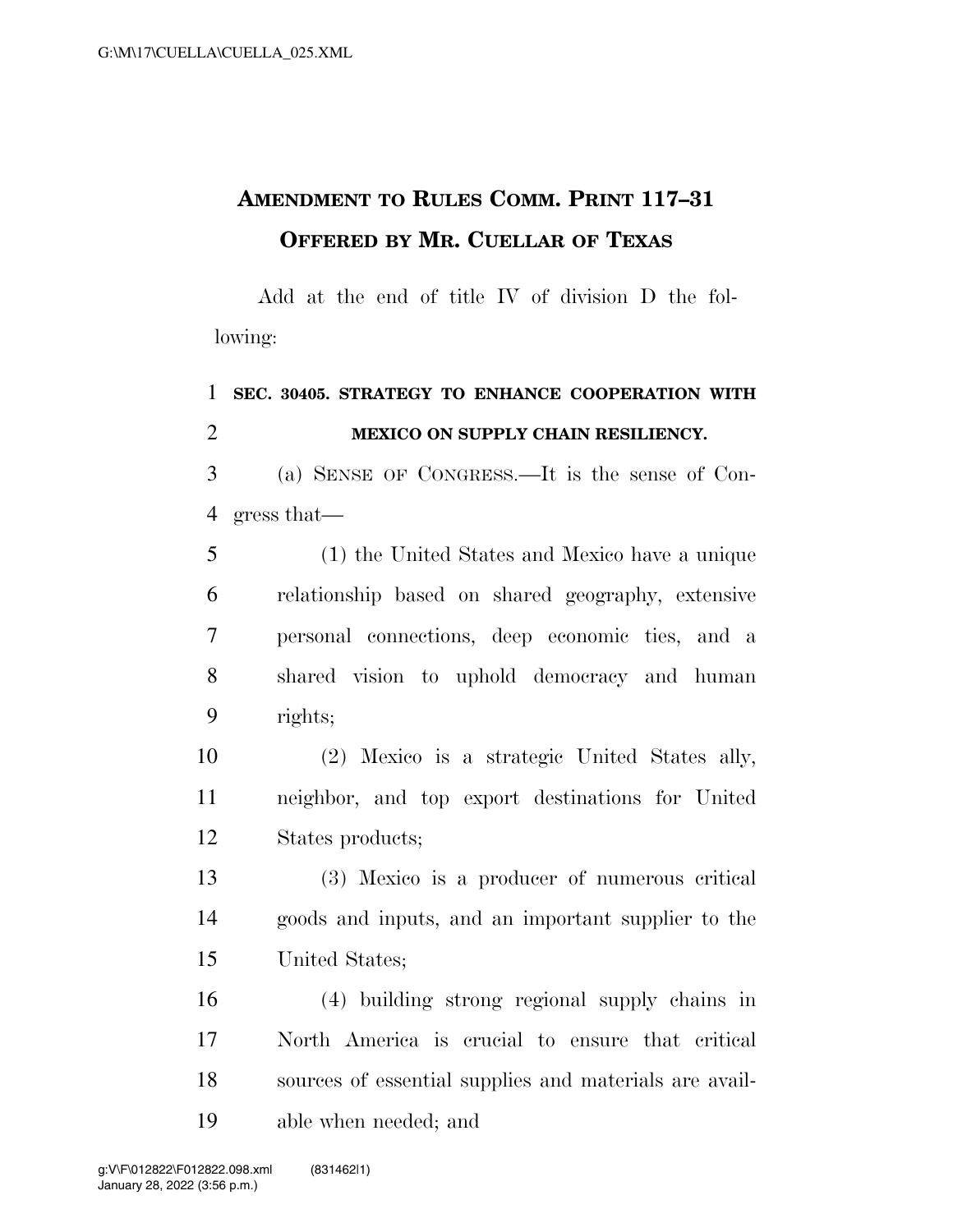# AMENDMENT TO RULES COMM. PRINT 117–31 OFFERED BY MR. CUELLAR OF TEXAS

Add at the end of title IV of division D the following:

**SEC. 30405. STRATEGY TO ENHANCE COOPERATION WITH MEXICO ON SUPPLY CHAIN RESILIENCY.**

(a) SENSE OF CONGRESS.—It is the sense of Congress that—

(1) the United States and Mexico have a unique relationship based on shared geography, extensive personal connections, deep economic ties, and a shared vision to uphold democracy and human rights;

(2) Mexico is a strategic United States ally, neighbor, and top export destinations for United States products;

(3) Mexico is a producer of numerous critical goods and inputs, and an important supplier to the United States;

(4) building strong regional supply chains in North America is crucial to ensure that critical sources of essential supplies and materials are available when needed; and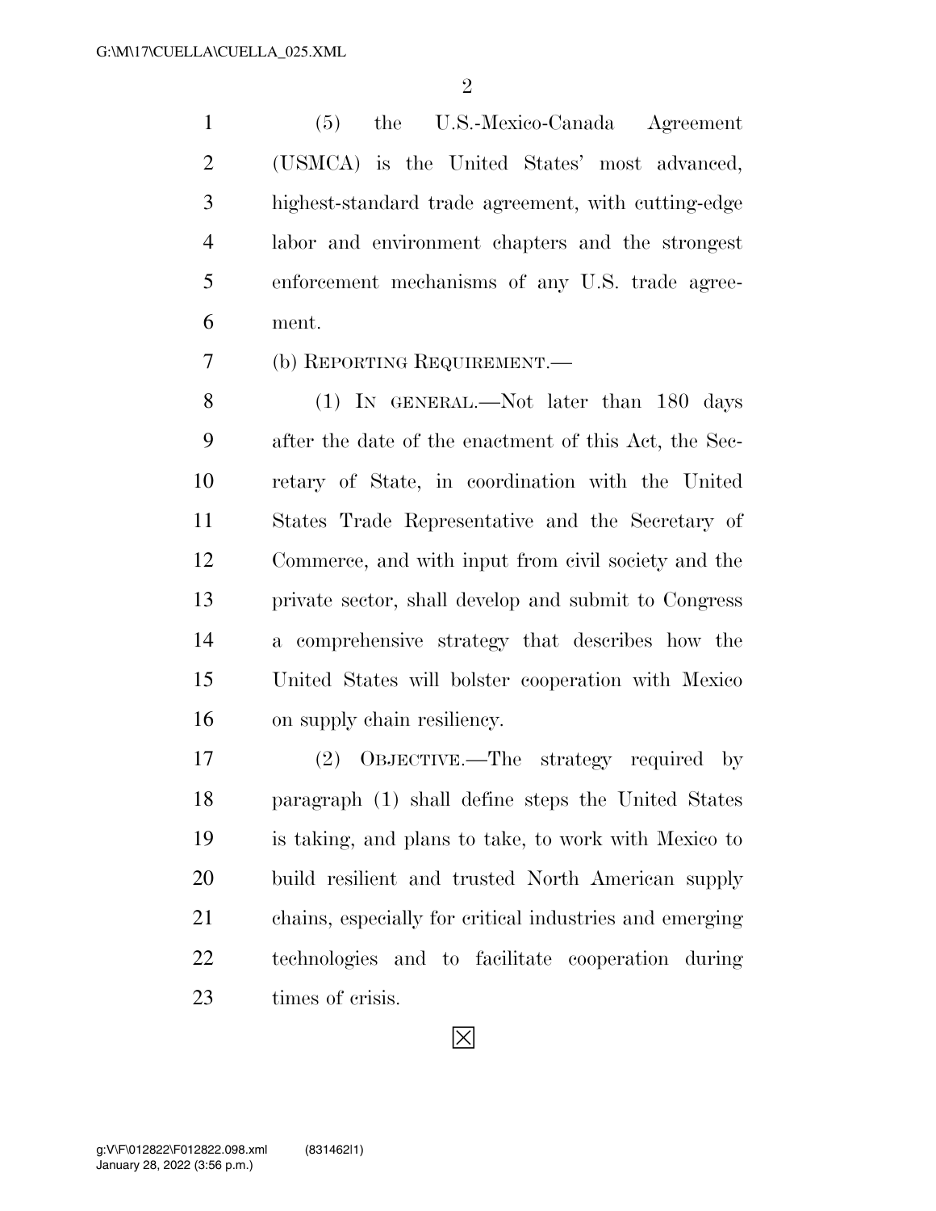(5) the U.S.-Mexico-Canada Agreement (USMCA) is the United States' most advanced, highest-standard trade agreement, with cutting-edge labor and environment chapters and the strongest enforcement mechanisms of any U.S. trade agreement.

(b) REPORTING REQUIREMENT.—

(1) IN GENERAL.—Not later than 180 days after the date of the enactment of this Act, the Secretary of State, in coordination with the United States Trade Representative and the Secretary of Commerce, and with input from civil society and the private sector, shall develop and submit to Congress a comprehensive strategy that describes how the United States will bolster cooperation with Mexico on supply chain resiliency.

(2) OBJECTIVE.—The strategy required by paragraph (1) shall define steps the United States is taking, and plans to take, to work with Mexico to build resilient and trusted North American supply chains, especially for critical industries and emerging technologies and to facilitate cooperation during times of crisis.